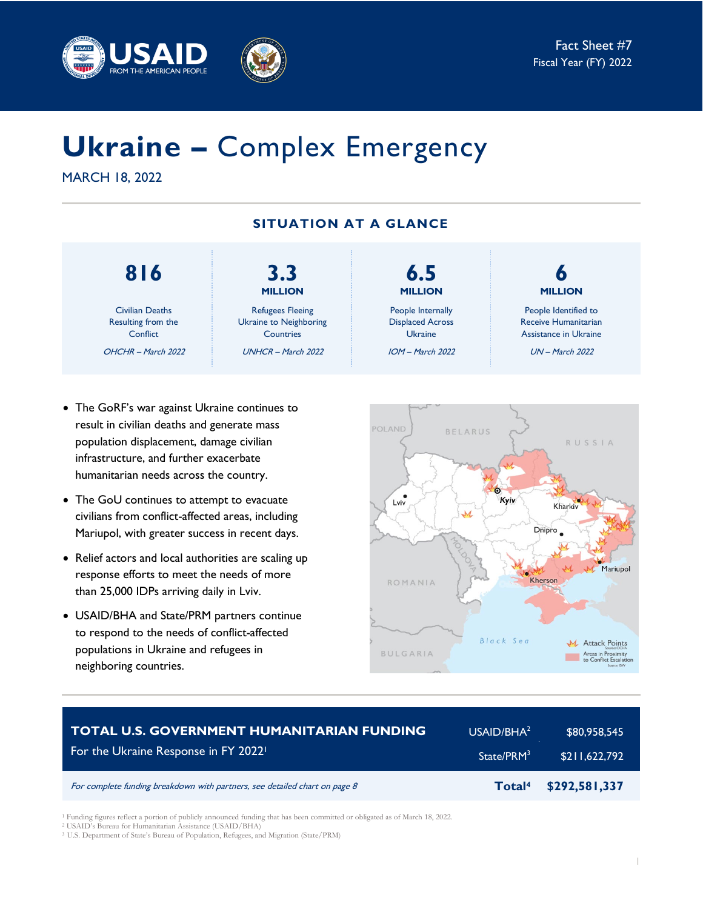Fact Sheet #7
Fiscal Year (FY) 2022

# Ukraine – Complex Emergency

MARCH 18, 2022

## SITUATION AT A GLANCE

| 816 | 3.3 MILLION | 6.5 MILLION | 6 MILLION |
|---|---|---|---|
| Civilian Deaths Resulting from the Conflict | Refugees Fleeing Ukraine to Neighboring Countries | People Internally Displaced Across Ukraine | People Identified to Receive Humanitarian Assistance in Ukraine |
| *OHCHR – March 2022* | *UNHCR – March 2022* | *IOM – March 2022* | *UN – March 2022* |

- The GoRF's war against Ukraine continues to result in civilian deaths and generate mass population displacement, damage civilian infrastructure, and further exacerbate humanitarian needs across the country.
- The GoU continues to attempt to evacuate civilians from conflict-affected areas, including Mariupol, with greater success in recent days.
- Relief actors and local authorities are scaling up response efforts to meet the needs of more than 25,000 IDPs arriving daily in Lviv.
- USAID/BHA and State/PRM partners continue to respond to the needs of conflict-affected populations in Ukraine and refugees in neighboring countries.

| TOTAL U.S. GOVERNMENT HUMANITARIAN FUNDING For the Ukraine Response in FY 2022[1] | | |
|---|---|---|
| | USAID/BHA[2] | $80,958,545 |
| | State/PRM[3] | $211,622,792 |
| *For complete funding breakdown with partners, see detailed chart on page 8* | **Total[4]** | **$292,581,337** |

[1] Funding figures reflect a portion of publicly announced funding that has been committed or obligated as of March 18, 2022.
[2] USAID's Bureau for Humanitarian Assistance (USAID/BHA)
[3] U.S. Department of State's Bureau of Population, Refugees, and Migration (State/PRM)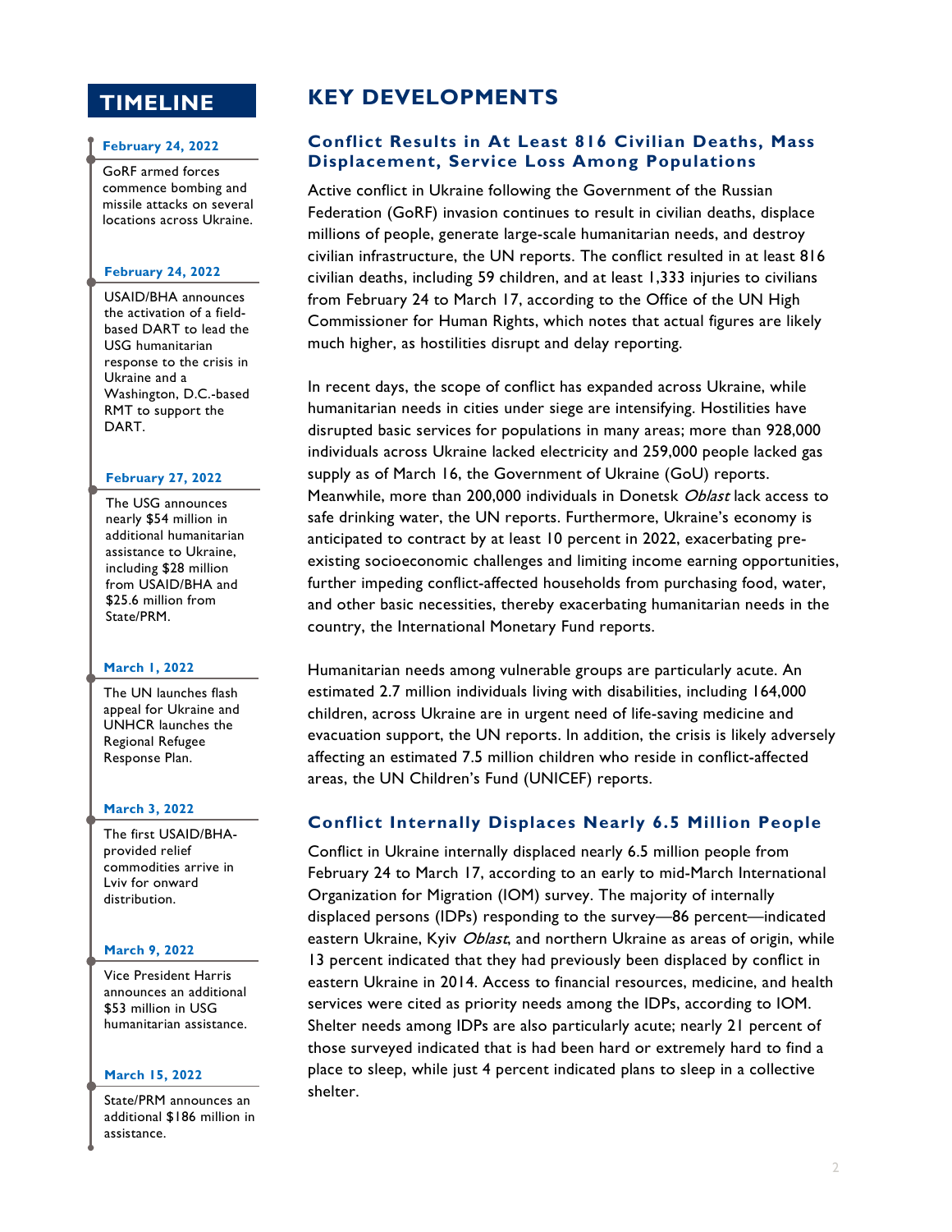## TIMELINE

**February 24, 2022**

GoRF armed forces commence bombing and missile attacks on several locations across Ukraine.

**February 24, 2022**

USAID/BHA announces the activation of a field-based DART to lead the USG humanitarian response to the crisis in Ukraine and a Washington, D.C.-based RMT to support the DART.

**February 27, 2022**

The USG announces nearly $54 million in additional humanitarian assistance to Ukraine, including $28 million from USAID/BHA and $25.6 million from State/PRM.

**March 1, 2022**

The UN launches flash appeal for Ukraine and UNHCR launches the Regional Refugee Response Plan.

**March 3, 2022**

The first USAID/BHA-provided relief commodities arrive in Lviv for onward distribution.

**March 9, 2022**

Vice President Harris announces an additional $53 million in USG humanitarian assistance.

**March 15, 2022**

State/PRM announces an additional $186 million in assistance.

## KEY DEVELOPMENTS

### Conflict Results in At Least 816 Civilian Deaths, Mass Displacement, Service Loss Among Populations

Active conflict in Ukraine following the Government of the Russian Federation (GoRF) invasion continues to result in civilian deaths, displace millions of people, generate large-scale humanitarian needs, and destroy civilian infrastructure, the UN reports. The conflict resulted in at least 816 civilian deaths, including 59 children, and at least 1,333 injuries to civilians from February 24 to March 17, according to the Office of the UN High Commissioner for Human Rights, which notes that actual figures are likely much higher, as hostilities disrupt and delay reporting.

In recent days, the scope of conflict has expanded across Ukraine, while humanitarian needs in cities under siege are intensifying. Hostilities have disrupted basic services for populations in many areas; more than 928,000 individuals across Ukraine lacked electricity and 259,000 people lacked gas supply as of March 16, the Government of Ukraine (GoU) reports. Meanwhile, more than 200,000 individuals in Donetsk *Oblast* lack access to safe drinking water, the UN reports. Furthermore, Ukraine's economy is anticipated to contract by at least 10 percent in 2022, exacerbating pre-existing socioeconomic challenges and limiting income earning opportunities, further impeding conflict-affected households from purchasing food, water, and other basic necessities, thereby exacerbating humanitarian needs in the country, the International Monetary Fund reports.

Humanitarian needs among vulnerable groups are particularly acute. An estimated 2.7 million individuals living with disabilities, including 164,000 children, across Ukraine are in urgent need of life-saving medicine and evacuation support, the UN reports. In addition, the crisis is likely adversely affecting an estimated 7.5 million children who reside in conflict-affected areas, the UN Children's Fund (UNICEF) reports.

### Conflict Internally Displaces Nearly 6.5 Million People

Conflict in Ukraine internally displaced nearly 6.5 million people from February 24 to March 17, according to an early to mid-March International Organization for Migration (IOM) survey. The majority of internally displaced persons (IDPs) responding to the survey—86 percent—indicated eastern Ukraine, Kyiv *Oblast*, and northern Ukraine as areas of origin, while 13 percent indicated that they had previously been displaced by conflict in eastern Ukraine in 2014. Access to financial resources, medicine, and health services were cited as priority needs among the IDPs, according to IOM. Shelter needs among IDPs are also particularly acute; nearly 21 percent of those surveyed indicated that is had been hard or extremely hard to find a place to sleep, while just 4 percent indicated plans to sleep in a collective shelter.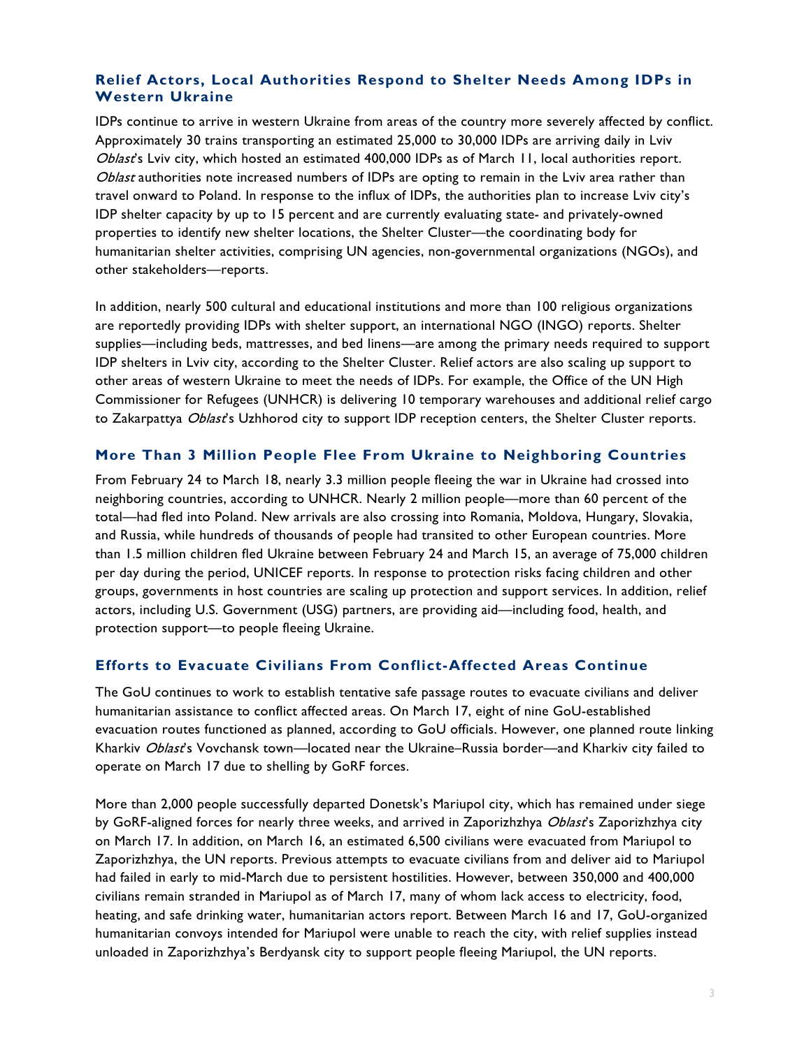## Relief Actors, Local Authorities Respond to Shelter Needs Among IDPs in Western Ukraine

IDPs continue to arrive in western Ukraine from areas of the country more severely affected by conflict. Approximately 30 trains transporting an estimated 25,000 to 30,000 IDPs are arriving daily in Lviv *Oblast*'s Lviv city, which hosted an estimated 400,000 IDPs as of March 11, local authorities report. *Oblast* authorities note increased numbers of IDPs are opting to remain in the Lviv area rather than travel onward to Poland. In response to the influx of IDPs, the authorities plan to increase Lviv city's IDP shelter capacity by up to 15 percent and are currently evaluating state- and privately-owned properties to identify new shelter locations, the Shelter Cluster—the coordinating body for humanitarian shelter activities, comprising UN agencies, non-governmental organizations (NGOs), and other stakeholders—reports.

In addition, nearly 500 cultural and educational institutions and more than 100 religious organizations are reportedly providing IDPs with shelter support, an international NGO (INGO) reports. Shelter supplies—including beds, mattresses, and bed linens—are among the primary needs required to support IDP shelters in Lviv city, according to the Shelter Cluster. Relief actors are also scaling up support to other areas of western Ukraine to meet the needs of IDPs. For example, the Office of the UN High Commissioner for Refugees (UNHCR) is delivering 10 temporary warehouses and additional relief cargo to Zakarpattya *Oblast*'s Uzhhorod city to support IDP reception centers, the Shelter Cluster reports.

## More Than 3 Million People Flee From Ukraine to Neighboring Countries

From February 24 to March 18, nearly 3.3 million people fleeing the war in Ukraine had crossed into neighboring countries, according to UNHCR. Nearly 2 million people—more than 60 percent of the total—had fled into Poland. New arrivals are also crossing into Romania, Moldova, Hungary, Slovakia, and Russia, while hundreds of thousands of people had transited to other European countries. More than 1.5 million children fled Ukraine between February 24 and March 15, an average of 75,000 children per day during the period, UNICEF reports. In response to protection risks facing children and other groups, governments in host countries are scaling up protection and support services. In addition, relief actors, including U.S. Government (USG) partners, are providing aid—including food, health, and protection support—to people fleeing Ukraine.

## Efforts to Evacuate Civilians From Conflict-Affected Areas Continue

The GoU continues to work to establish tentative safe passage routes to evacuate civilians and deliver humanitarian assistance to conflict affected areas. On March 17, eight of nine GoU-established evacuation routes functioned as planned, according to GoU officials. However, one planned route linking Kharkiv *Oblast*'s Vovchansk town—located near the Ukraine–Russia border—and Kharkiv city failed to operate on March 17 due to shelling by GoRF forces.

More than 2,000 people successfully departed Donetsk's Mariupol city, which has remained under siege by GoRF-aligned forces for nearly three weeks, and arrived in Zaporizhzhya *Oblast*'s Zaporizhzhya city on March 17. In addition, on March 16, an estimated 6,500 civilians were evacuated from Mariupol to Zaporizhzhya, the UN reports. Previous attempts to evacuate civilians from and deliver aid to Mariupol had failed in early to mid-March due to persistent hostilities. However, between 350,000 and 400,000 civilians remain stranded in Mariupol as of March 17, many of whom lack access to electricity, food, heating, and safe drinking water, humanitarian actors report. Between March 16 and 17, GoU-organized humanitarian convoys intended for Mariupol were unable to reach the city, with relief supplies instead unloaded in Zaporizhzhya's Berdyansk city to support people fleeing Mariupol, the UN reports.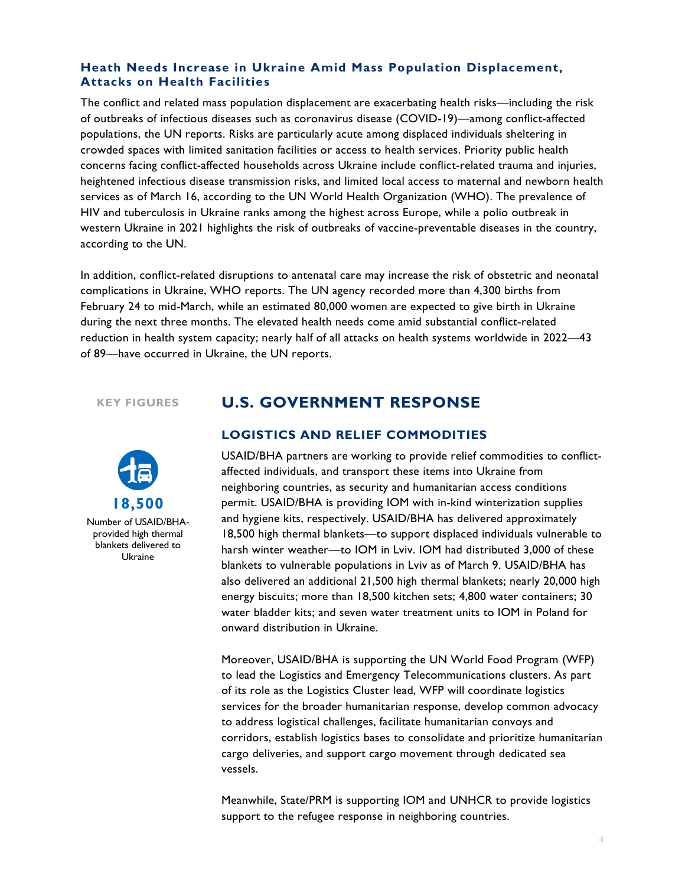### Heath Needs Increase in Ukraine Amid Mass Population Displacement, Attacks on Health Facilities

The conflict and related mass population displacement are exacerbating health risks—including the risk of outbreaks of infectious diseases such as coronavirus disease (COVID-19)—among conflict-affected populations, the UN reports. Risks are particularly acute among displaced individuals sheltering in crowded spaces with limited sanitation facilities or access to health services. Priority public health concerns facing conflict-affected households across Ukraine include conflict-related trauma and injuries, heightened infectious disease transmission risks, and limited local access to maternal and newborn health services as of March 16, according to the UN World Health Organization (WHO). The prevalence of HIV and tuberculosis in Ukraine ranks among the highest across Europe, while a polio outbreak in western Ukraine in 2021 highlights the risk of outbreaks of vaccine-preventable diseases in the country, according to the UN.

In addition, conflict-related disruptions to antenatal care may increase the risk of obstetric and neonatal complications in Ukraine, WHO reports. The UN agency recorded more than 4,300 births from February 24 to mid-March, while an estimated 80,000 women are expected to give birth in Ukraine during the next three months. The elevated health needs come amid substantial conflict-related reduction in health system capacity; nearly half of all attacks on health systems worldwide in 2022—43 of 89—have occurred in Ukraine, the UN reports.

**KEY FIGURES**

**18,500**

Number of USAID/BHA-provided high thermal blankets delivered to Ukraine

## U.S. GOVERNMENT RESPONSE

### LOGISTICS AND RELIEF COMMODITIES

USAID/BHA partners are working to provide relief commodities to conflict-affected individuals, and transport these items into Ukraine from neighboring countries, as security and humanitarian access conditions permit. USAID/BHA is providing IOM with in-kind winterization supplies and hygiene kits, respectively. USAID/BHA has delivered approximately 18,500 high thermal blankets—to support displaced individuals vulnerable to harsh winter weather—to IOM in Lviv. IOM had distributed 3,000 of these blankets to vulnerable populations in Lviv as of March 9. USAID/BHA has also delivered an additional 21,500 high thermal blankets; nearly 20,000 high energy biscuits; more than 18,500 kitchen sets; 4,800 water containers; 30 water bladder kits; and seven water treatment units to IOM in Poland for onward distribution in Ukraine.

Moreover, USAID/BHA is supporting the UN World Food Program (WFP) to lead the Logistics and Emergency Telecommunications clusters. As part of its role as the Logistics Cluster lead, WFP will coordinate logistics services for the broader humanitarian response, develop common advocacy to address logistical challenges, facilitate humanitarian convoys and corridors, establish logistics bases to consolidate and prioritize humanitarian cargo deliveries, and support cargo movement through dedicated sea vessels.

Meanwhile, State/PRM is supporting IOM and UNHCR to provide logistics support to the refugee response in neighboring countries.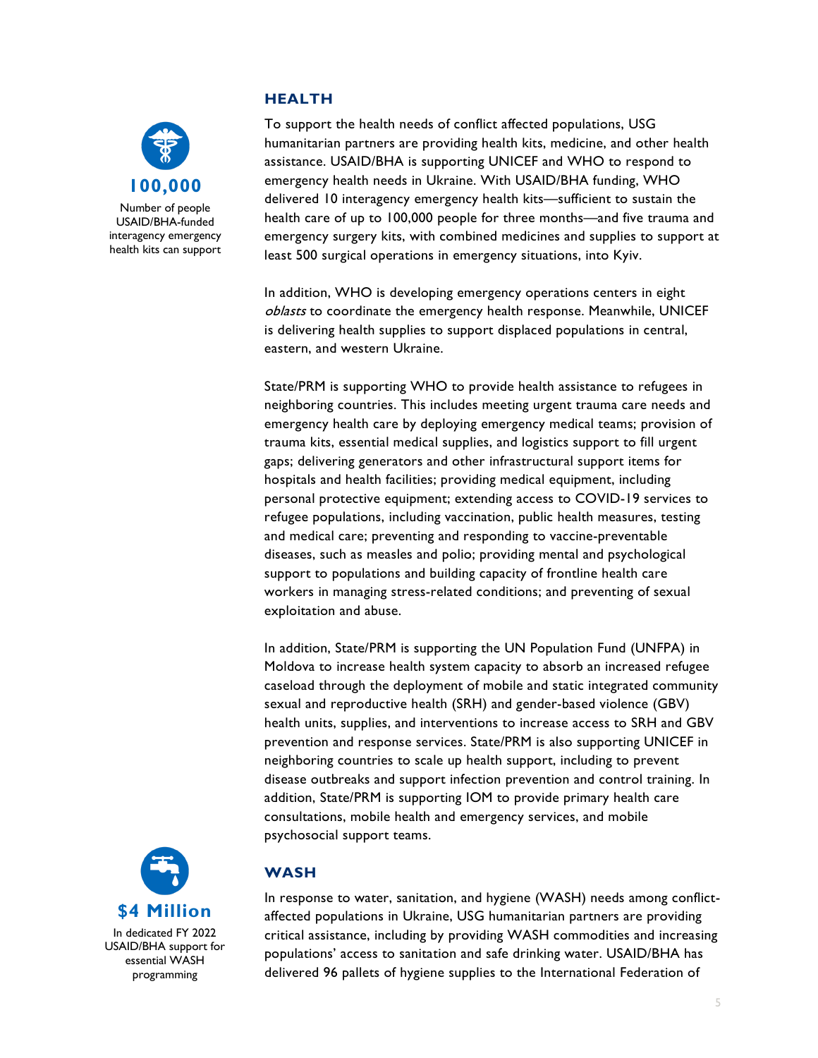**100,000**

Number of people USAID/BHA-funded interagency emergency health kits can support

## HEALTH

To support the health needs of conflict affected populations, USG humanitarian partners are providing health kits, medicine, and other health assistance. USAID/BHA is supporting UNICEF and WHO to respond to emergency health needs in Ukraine. With USAID/BHA funding, WHO delivered 10 interagency emergency health kits—sufficient to sustain the health care of up to 100,000 people for three months—and five trauma and emergency surgery kits, with combined medicines and supplies to support at least 500 surgical operations in emergency situations, into Kyiv.

In addition, WHO is developing emergency operations centers in eight *oblasts* to coordinate the emergency health response. Meanwhile, UNICEF is delivering health supplies to support displaced populations in central, eastern, and western Ukraine.

State/PRM is supporting WHO to provide health assistance to refugees in neighboring countries. This includes meeting urgent trauma care needs and emergency health care by deploying emergency medical teams; provision of trauma kits, essential medical supplies, and logistics support to fill urgent gaps; delivering generators and other infrastructural support items for hospitals and health facilities; providing medical equipment, including personal protective equipment; extending access to COVID-19 services to refugee populations, including vaccination, public health measures, testing and medical care; preventing and responding to vaccine-preventable diseases, such as measles and polio; providing mental and psychological support to populations and building capacity of frontline health care workers in managing stress-related conditions; and preventing of sexual exploitation and abuse.

In addition, State/PRM is supporting the UN Population Fund (UNFPA) in Moldova to increase health system capacity to absorb an increased refugee caseload through the deployment of mobile and static integrated community sexual and reproductive health (SRH) and gender-based violence (GBV) health units, supplies, and interventions to increase access to SRH and GBV prevention and response services. State/PRM is also supporting UNICEF in neighboring countries to scale up health support, including to prevent disease outbreaks and support infection prevention and control training. In addition, State/PRM is supporting IOM to provide primary health care consultations, mobile health and emergency services, and mobile psychosocial support teams.

**$4 Million**

In dedicated FY 2022 USAID/BHA support for essential WASH programming

## WASH

In response to water, sanitation, and hygiene (WASH) needs among conflict-affected populations in Ukraine, USG humanitarian partners are providing critical assistance, including by providing WASH commodities and increasing populations' access to sanitation and safe drinking water. USAID/BHA has delivered 96 pallets of hygiene supplies to the International Federation of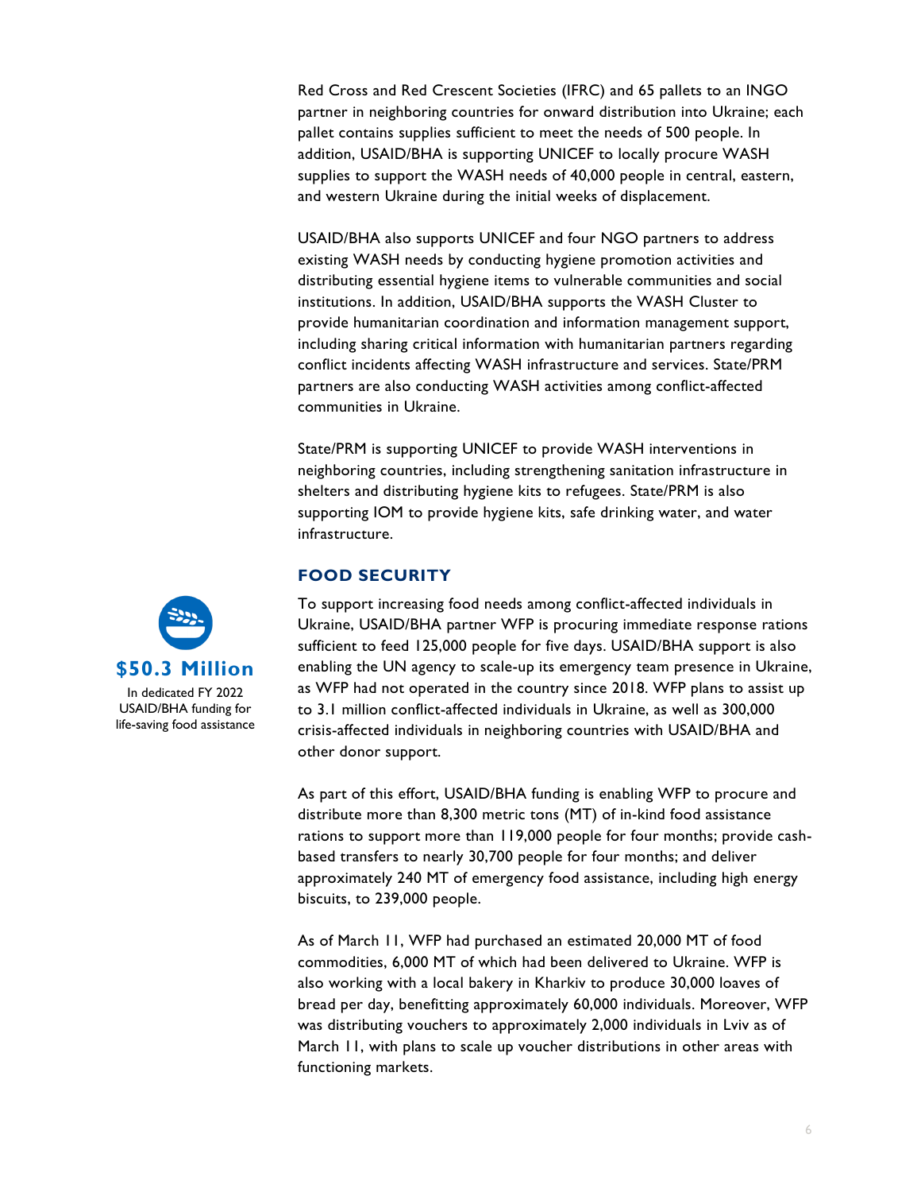Red Cross and Red Crescent Societies (IFRC) and 65 pallets to an INGO partner in neighboring countries for onward distribution into Ukraine; each pallet contains supplies sufficient to meet the needs of 500 people. In addition, USAID/BHA is supporting UNICEF to locally procure WASH supplies to support the WASH needs of 40,000 people in central, eastern, and western Ukraine during the initial weeks of displacement.

USAID/BHA also supports UNICEF and four NGO partners to address existing WASH needs by conducting hygiene promotion activities and distributing essential hygiene items to vulnerable communities and social institutions. In addition, USAID/BHA supports the WASH Cluster to provide humanitarian coordination and information management support, including sharing critical information with humanitarian partners regarding conflict incidents affecting WASH infrastructure and services. State/PRM partners are also conducting WASH activities among conflict-affected communities in Ukraine.

State/PRM is supporting UNICEF to provide WASH interventions in neighboring countries, including strengthening sanitation infrastructure in shelters and distributing hygiene kits to refugees. State/PRM is also supporting IOM to provide hygiene kits, safe drinking water, and water infrastructure.

## FOOD SECURITY

**$50.3 Million**

In dedicated FY 2022 USAID/BHA funding for life-saving food assistance

To support increasing food needs among conflict-affected individuals in Ukraine, USAID/BHA partner WFP is procuring immediate response rations sufficient to feed 125,000 people for five days. USAID/BHA support is also enabling the UN agency to scale-up its emergency team presence in Ukraine, as WFP had not operated in the country since 2018. WFP plans to assist up to 3.1 million conflict-affected individuals in Ukraine, as well as 300,000 crisis-affected individuals in neighboring countries with USAID/BHA and other donor support.

As part of this effort, USAID/BHA funding is enabling WFP to procure and distribute more than 8,300 metric tons (MT) of in-kind food assistance rations to support more than 119,000 people for four months; provide cash-based transfers to nearly 30,700 people for four months; and deliver approximately 240 MT of emergency food assistance, including high energy biscuits, to 239,000 people.

As of March 11, WFP had purchased an estimated 20,000 MT of food commodities, 6,000 MT of which had been delivered to Ukraine. WFP is also working with a local bakery in Kharkiv to produce 30,000 loaves of bread per day, benefitting approximately 60,000 individuals. Moreover, WFP was distributing vouchers to approximately 2,000 individuals in Lviv as of March 11, with plans to scale up voucher distributions in other areas with functioning markets.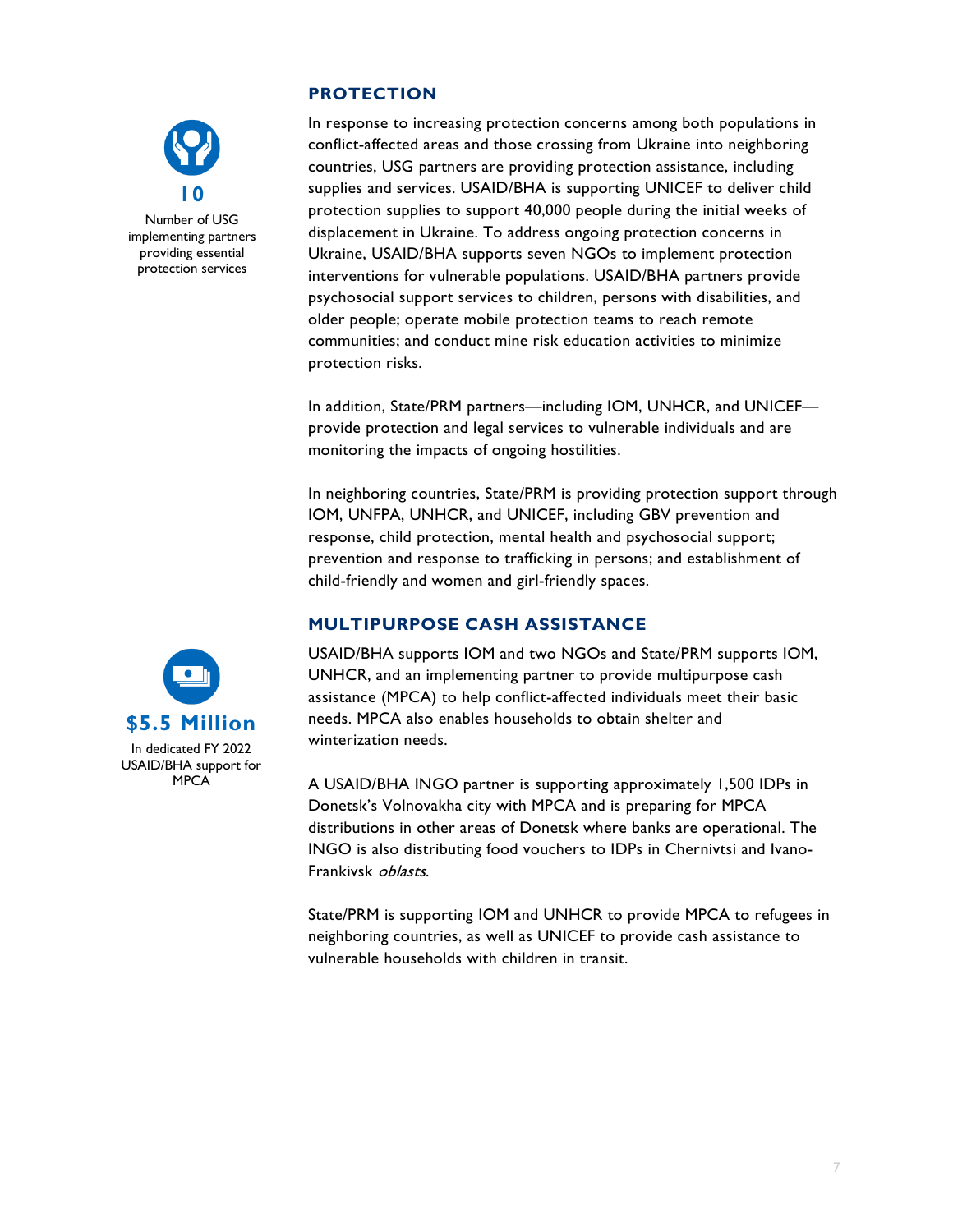## PROTECTION

**10**

Number of USG implementing partners providing essential protection services

In response to increasing protection concerns among both populations in conflict-affected areas and those crossing from Ukraine into neighboring countries, USG partners are providing protection assistance, including supplies and services. USAID/BHA is supporting UNICEF to deliver child protection supplies to support 40,000 people during the initial weeks of displacement in Ukraine. To address ongoing protection concerns in Ukraine, USAID/BHA supports seven NGOs to implement protection interventions for vulnerable populations. USAID/BHA partners provide psychosocial support services to children, persons with disabilities, and older people; operate mobile protection teams to reach remote communities; and conduct mine risk education activities to minimize protection risks.

In addition, State/PRM partners—including IOM, UNHCR, and UNICEF—provide protection and legal services to vulnerable individuals and are monitoring the impacts of ongoing hostilities.

In neighboring countries, State/PRM is providing protection support through IOM, UNFPA, UNHCR, and UNICEF, including GBV prevention and response, child protection, mental health and psychosocial support; prevention and response to trafficking in persons; and establishment of child-friendly and women and girl-friendly spaces.

## MULTIPURPOSE CASH ASSISTANCE

**$5.5 Million**

In dedicated FY 2022 USAID/BHA support for MPCA

USAID/BHA supports IOM and two NGOs and State/PRM supports IOM, UNHCR, and an implementing partner to provide multipurpose cash assistance (MPCA) to help conflict-affected individuals meet their basic needs. MPCA also enables households to obtain shelter and winterization needs.

A USAID/BHA INGO partner is supporting approximately 1,500 IDPs in Donetsk's Volnovakha city with MPCA and is preparing for MPCA distributions in other areas of Donetsk where banks are operational. The INGO is also distributing food vouchers to IDPs in Chernivtsi and Ivano-Frankivsk *oblasts*.

State/PRM is supporting IOM and UNHCR to provide MPCA to refugees in neighboring countries, as well as UNICEF to provide cash assistance to vulnerable households with children in transit.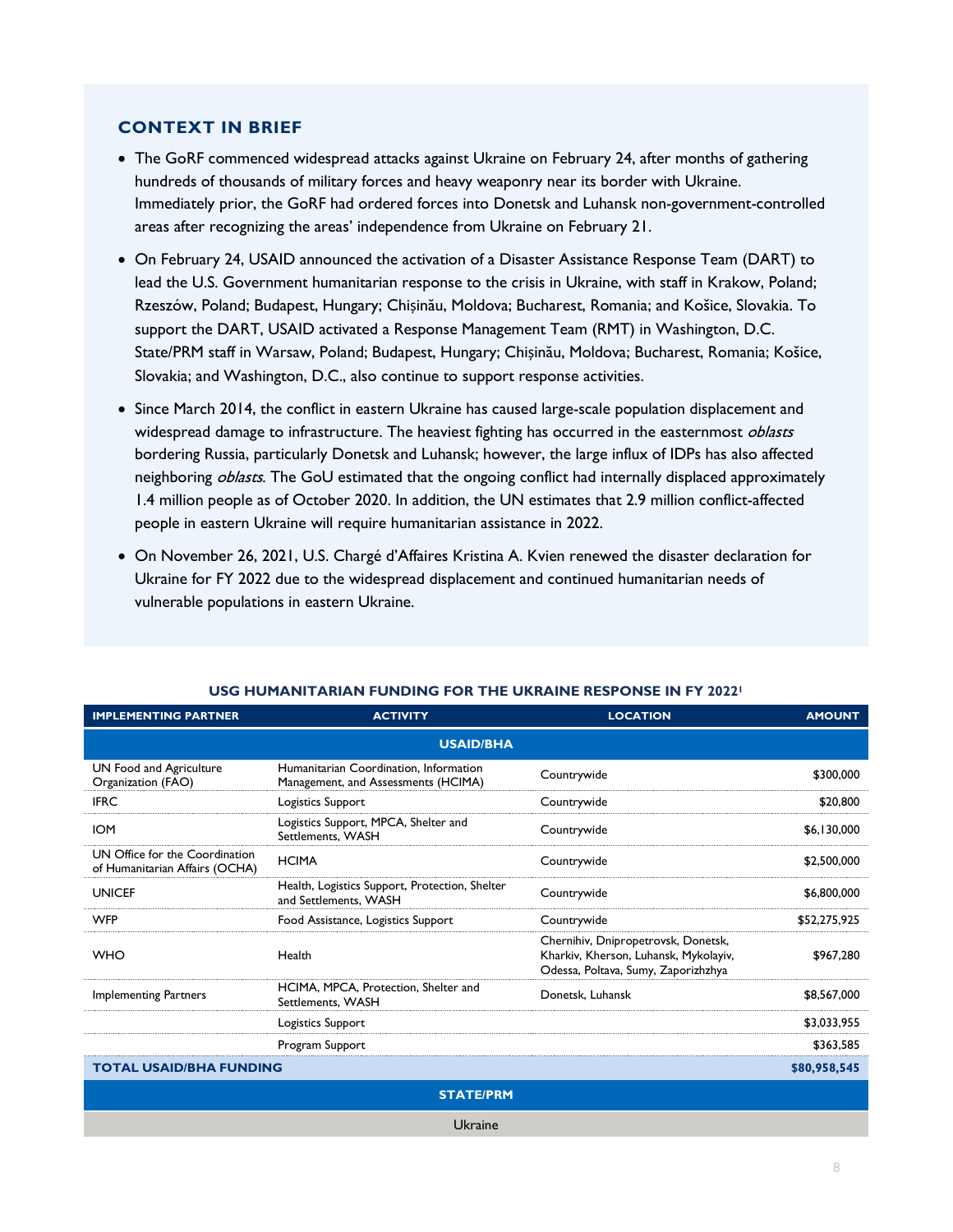## CONTEXT IN BRIEF

- The GoRF commenced widespread attacks against Ukraine on February 24, after months of gathering hundreds of thousands of military forces and heavy weaponry near its border with Ukraine. Immediately prior, the GoRF had ordered forces into Donetsk and Luhansk non-government-controlled areas after recognizing the areas' independence from Ukraine on February 21.
- On February 24, USAID announced the activation of a Disaster Assistance Response Team (DART) to lead the U.S. Government humanitarian response to the crisis in Ukraine, with staff in Krakow, Poland; Rzeszów, Poland; Budapest, Hungary; Chișinău, Moldova; Bucharest, Romania; and Košice, Slovakia. To support the DART, USAID activated a Response Management Team (RMT) in Washington, D.C. State/PRM staff in Warsaw, Poland; Budapest, Hungary; Chișinău, Moldova; Bucharest, Romania; Košice, Slovakia; and Washington, D.C., also continue to support response activities.
- Since March 2014, the conflict in eastern Ukraine has caused large-scale population displacement and widespread damage to infrastructure. The heaviest fighting has occurred in the easternmost *oblasts* bordering Russia, particularly Donetsk and Luhansk; however, the large influx of IDPs has also affected neighboring *oblasts*. The GoU estimated that the ongoing conflict had internally displaced approximately 1.4 million people as of October 2020. In addition, the UN estimates that 2.9 million conflict-affected people in eastern Ukraine will require humanitarian assistance in 2022.
- On November 26, 2021, U.S. Chargé d'Affaires Kristina A. Kvien renewed the disaster declaration for Ukraine for FY 2022 due to the widespread displacement and continued humanitarian needs of vulnerable populations in eastern Ukraine.

**USG HUMANITARIAN FUNDING FOR THE UKRAINE RESPONSE IN FY 2022**[1]

| IMPLEMENTING PARTNER | ACTIVITY | LOCATION | AMOUNT |
|---|---|---|---|
| **USAID/BHA** | | | |
| UN Food and Agriculture Organization (FAO) | Humanitarian Coordination, Information Management, and Assessments (HCIMA) | Countrywide | $300,000 |
| IFRC | Logistics Support | Countrywide | $20,800 |
| IOM | Logistics Support, MPCA, Shelter and Settlements, WASH | Countrywide | $6,130,000 |
| UN Office for the Coordination of Humanitarian Affairs (OCHA) | HCIMA | Countrywide | $2,500,000 |
| UNICEF | Health, Logistics Support, Protection, Shelter and Settlements, WASH | Countrywide | $6,800,000 |
| WFP | Food Assistance, Logistics Support | Countrywide | $52,275,925 |
| WHO | Health | Chernihiv, Dnipropetrovsk, Donetsk, Kharkiv, Kherson, Luhansk, Mykolayiv, Odessa, Poltava, Sumy, Zaporizhzhya | $967,280 |
| Implementing Partners | HCIMA, MPCA, Protection, Shelter and Settlements, WASH | Donetsk, Luhansk | $8,567,000 |
| | Logistics Support | | $3,033,955 |
| | Program Support | | $363,585 |
| **TOTAL USAID/BHA FUNDING** | | | **$80,958,545** |
| **STATE/PRM** | | | |
| Ukraine | | | |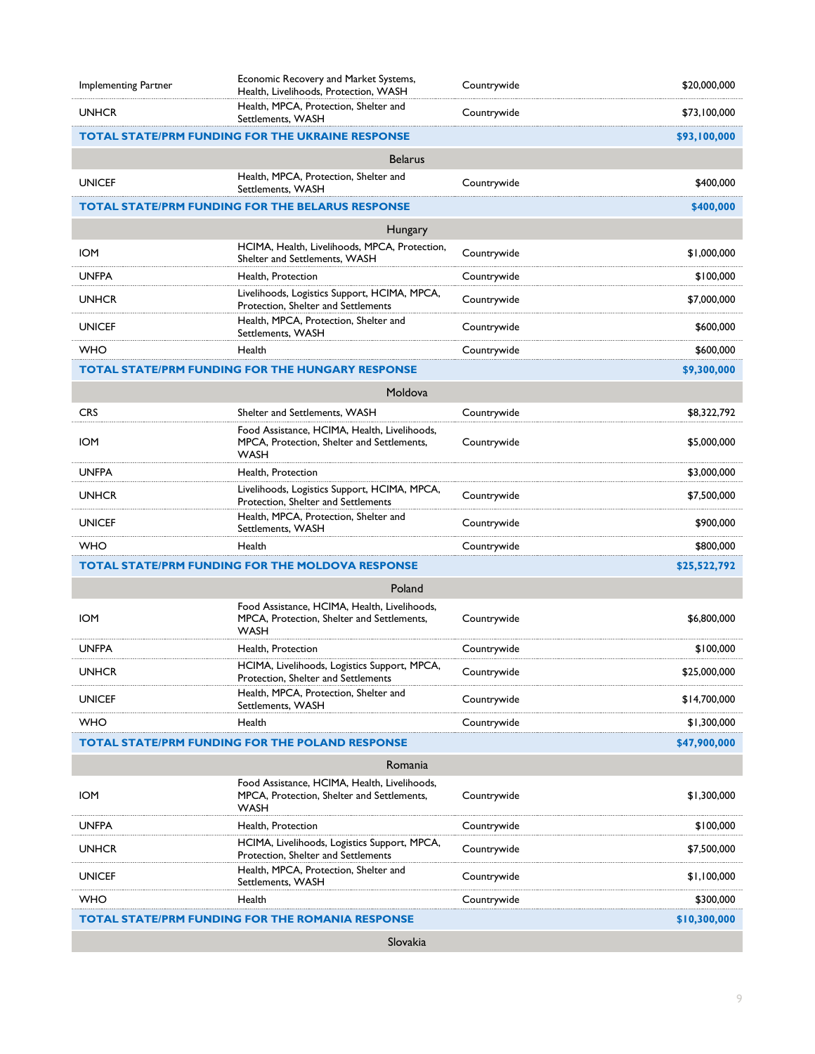| | | | |
|---|---|---|---|
| Implementing Partner | Economic Recovery and Market Systems, Health, Livelihoods, Protection, WASH | Countrywide | $20,000,000 |
| UNHCR | Health, MPCA, Protection, Shelter and Settlements, WASH | Countrywide | $73,100,000 |
| **TOTAL STATE/PRM FUNDING FOR THE UKRAINE RESPONSE** | | | **$93,100,000** |
| | **Belarus** | | |
| UNICEF | Health, MPCA, Protection, Shelter and Settlements, WASH | Countrywide | $400,000 |
| **TOTAL STATE/PRM FUNDING FOR THE BELARUS RESPONSE** | | | **$400,000** |
| | **Hungary** | | |
| IOM | HCIMA, Health, Livelihoods, MPCA, Protection, Shelter and Settlements, WASH | Countrywide | $1,000,000 |
| UNFPA | Health, Protection | Countrywide | $100,000 |
| UNHCR | Livelihoods, Logistics Support, HCIMA, MPCA, Protection, Shelter and Settlements | Countrywide | $7,000,000 |
| UNICEF | Health, MPCA, Protection, Shelter and Settlements, WASH | Countrywide | $600,000 |
| WHO | Health | Countrywide | $600,000 |
| **TOTAL STATE/PRM FUNDING FOR THE HUNGARY RESPONSE** | | | **$9,300,000** |
| | **Moldova** | | |
| CRS | Shelter and Settlements, WASH | Countrywide | $8,322,792 |
| IOM | Food Assistance, HCIMA, Health, Livelihoods, MPCA, Protection, Shelter and Settlements, WASH | Countrywide | $5,000,000 |
| UNFPA | Health, Protection | | $3,000,000 |
| UNHCR | Livelihoods, Logistics Support, HCIMA, MPCA, Protection, Shelter and Settlements | Countrywide | $7,500,000 |
| UNICEF | Health, MPCA, Protection, Shelter and Settlements, WASH | Countrywide | $900,000 |
| WHO | Health | Countrywide | $800,000 |
| **TOTAL STATE/PRM FUNDING FOR THE MOLDOVA RESPONSE** | | | **$25,522,792** |
| | **Poland** | | |
| IOM | Food Assistance, HCIMA, Health, Livelihoods, MPCA, Protection, Shelter and Settlements, WASH | Countrywide | $6,800,000 |
| UNFPA | Health, Protection | Countrywide | $100,000 |
| UNHCR | HCIMA, Livelihoods, Logistics Support, MPCA, Protection, Shelter and Settlements | Countrywide | $25,000,000 |
| UNICEF | Health, MPCA, Protection, Shelter and Settlements, WASH | Countrywide | $14,700,000 |
| WHO | Health | Countrywide | $1,300,000 |
| **TOTAL STATE/PRM FUNDING FOR THE POLAND RESPONSE** | | | **$47,900,000** |
| | **Romania** | | |
| IOM | Food Assistance, HCIMA, Health, Livelihoods, MPCA, Protection, Shelter and Settlements, WASH | Countrywide | $1,300,000 |
| UNFPA | Health, Protection | Countrywide | $100,000 |
| UNHCR | HCIMA, Livelihoods, Logistics Support, MPCA, Protection, Shelter and Settlements | Countrywide | $7,500,000 |
| UNICEF | Health, MPCA, Protection, Shelter and Settlements, WASH | Countrywide | $1,100,000 |
| WHO | Health | Countrywide | $300,000 |
| **TOTAL STATE/PRM FUNDING FOR THE ROMANIA RESPONSE** | | | **$10,300,000** |
| | **Slovakia** | | |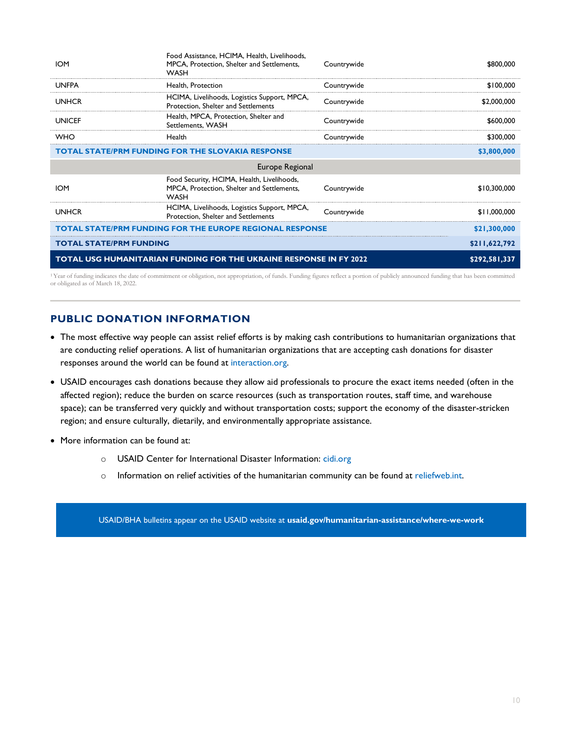| | | | |
|---|---|---|---|
| IOM | Food Assistance, HCIMA, Health, Livelihoods, MPCA, Protection, Shelter and Settlements, WASH | Countrywide | $800,000 |
| UNFPA | Health, Protection | Countrywide | $100,000 |
| UNHCR | HCIMA, Livelihoods, Logistics Support, MPCA, Protection, Shelter and Settlements | Countrywide | $2,000,000 |
| UNICEF | Health, MPCA, Protection, Shelter and Settlements, WASH | Countrywide | $600,000 |
| WHO | Health | Countrywide | $300,000 |
| **TOTAL STATE/PRM FUNDING FOR THE SLOVAKIA RESPONSE** | | | **$3,800,000** |
| Europe Regional | | | |
| IOM | Food Security, HCIMA, Health, Livelihoods, MPCA, Protection, Shelter and Settlements, WASH | Countrywide | $10,300,000 |
| UNHCR | HCIMA, Livelihoods, Logistics Support, MPCA, Protection, Shelter and Settlements | Countrywide | $11,000,000 |
| **TOTAL STATE/PRM FUNDING FOR THE EUROPE REGIONAL RESPONSE** | | | **$21,300,000** |
| **TOTAL STATE/PRM FUNDING** | | | **$211,622,792** |
| **TOTAL USG HUMANITARIAN FUNDING FOR THE UKRAINE RESPONSE IN FY 2022** | | | **$292,581,337** |

[1] Year of funding indicates the date of commitment or obligation, not appropriation, of funds. Funding figures reflect a portion of publicly announced funding that has been committed or obligated as of March 18, 2022.

## PUBLIC DONATION INFORMATION

- The most effective way people can assist relief efforts is by making cash contributions to humanitarian organizations that are conducting relief operations. A list of humanitarian organizations that are accepting cash donations for disaster responses around the world can be found at interaction.org.
- USAID encourages cash donations because they allow aid professionals to procure the exact items needed (often in the affected region); reduce the burden on scarce resources (such as transportation routes, staff time, and warehouse space); can be transferred very quickly and without transportation costs; support the economy of the disaster-stricken region; and ensure culturally, dietarily, and environmentally appropriate assistance.
- More information can be found at:
  - USAID Center for International Disaster Information: cidi.org
  - Information on relief activities of the humanitarian community can be found at reliefweb.int.

USAID/BHA bulletins appear on the USAID website at **usaid.gov/humanitarian-assistance/where-we-work**